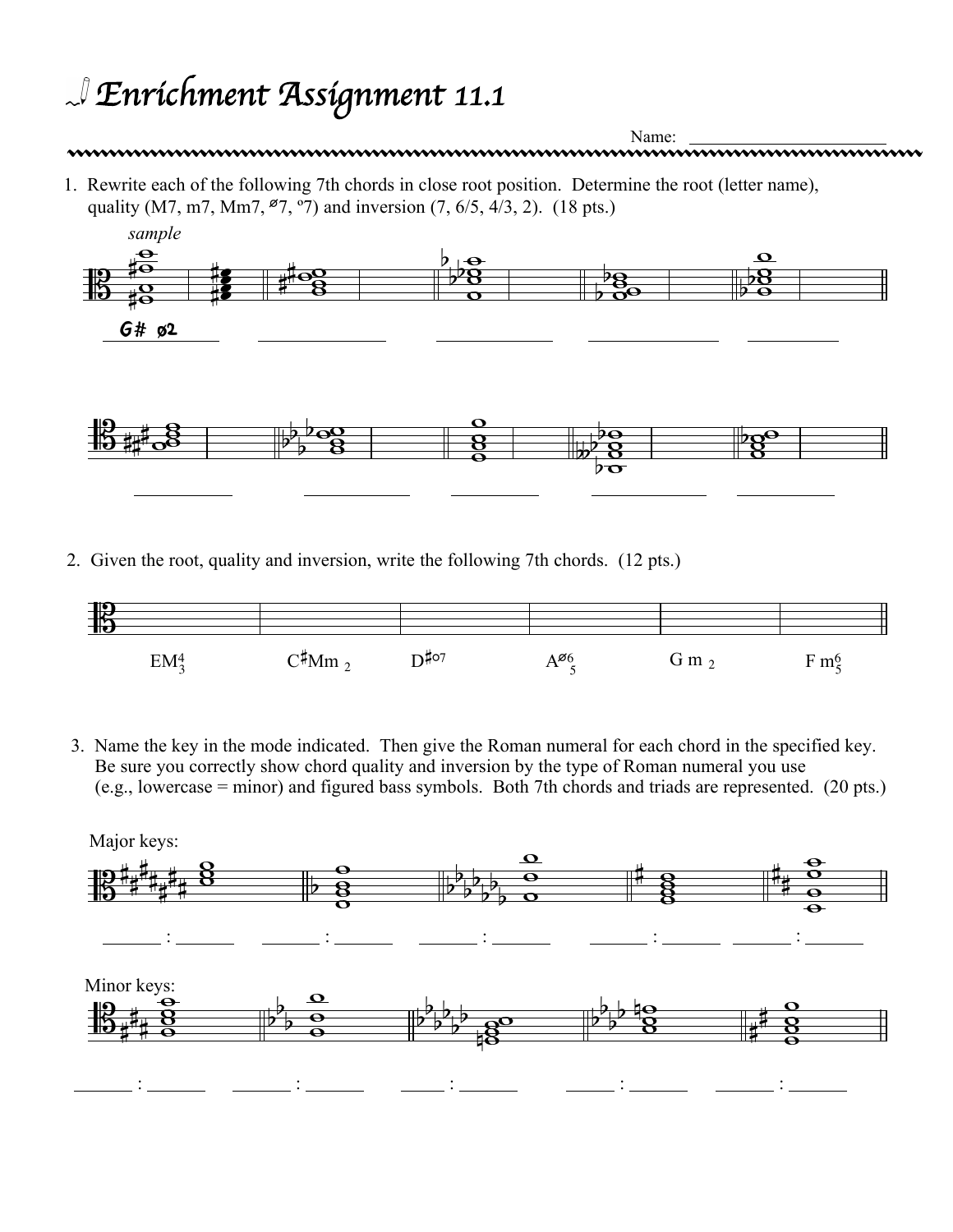# Enrichment Assignment 11.1

Name: ______________________

1. Rewrite each of the following 7th chords in close root position. Determine the root (letter name), quality (M7, m7, Mm7, ø7, º7) and inversion (7, 6/5, 4/3, 2). (18 pts.)

*sample*

G# ø2

______________ ______________ ______________ ______________

______________ ______________ ______________ ______________ ______________

2. Given the root, quality and inversion, write the following 7th chords. (12 pts.)

EM$^4_3$ C♯Mm $_2$ D♯º7 Aø$^6_5$ G m $_2$ F m$^6_5$

3. Name the key in the mode indicated. Then give the Roman numeral for each chord in the specified key. Be sure you correctly show chord quality and inversion by the type of Roman numeral you use (e.g., lowercase = minor) and figured bass symbols. Both 7th chords and triads are represented. (20 pts.)

Major keys:

______ : ______ ______ : ______ ______ : ______ ______ : ______ ______ : ______

Minor keys:

______ : ______ ______ : ______ ______ : ______ ______ : ______ ______ : ______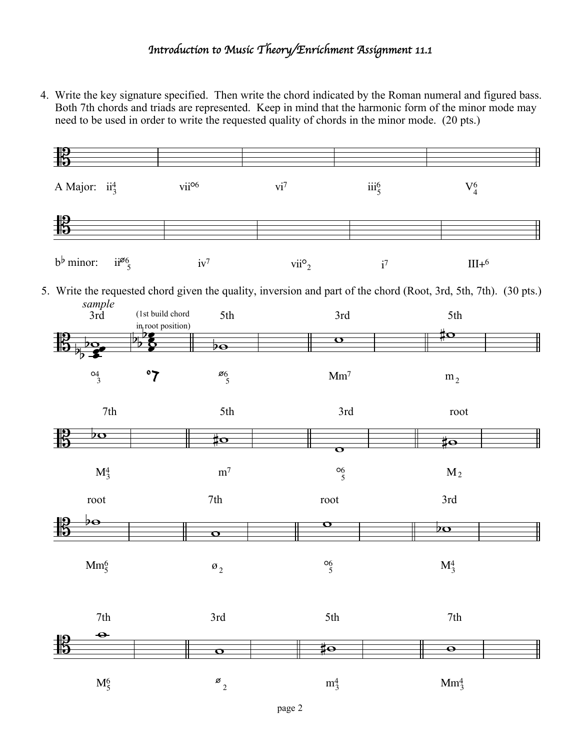*Introduction to Music Theory/Enrichment Assignment 11.1*

4. Write the key signature specified. Then write the chord indicated by the Roman numeral and figured bass. Both 7th chords and triads are represented. Keep in mind that the harmonic form of the minor mode may need to be used in order to write the requested quality of chords in the minor mode. (20 pts.)

A Major: $ii^{4}_{3}$ $vii^{o6}$ $vi^{7}$ $iii^{6}_{5}$ $V^{6}_{4}$

b♭ minor: $ii^{ø6}_{5}$ $iv^{7}$ $vii^{o}_{2}$ $i^{7}$ $III+^{6}$

5. Write the requested chord given the quality, inversion and part of the chord (Root, 3rd, 5th, 7th). (30 pts.)

*sample*

3rd (1st build chord in root position) — $^{o4}_{3}$ — $^{o}7$

5th — $^{ø6}_{5}$

3rd — $Mm^{7}$

5th — $m_{2}$

7th — $M^{4}_{3}$

5th — $m^{7}$

3rd — $^{o6}_{5}$

root — $M_{2}$

root — $Mm^{6}_{5}$

7th — $ø_{2}$

root — $^{o6}_{5}$

3rd — $M^{4}_{3}$

7th — $M^{6}_{5}$

3rd — $^{ø}_{2}$

5th — $m^{4}_{3}$

7th — $Mm^{4}_{3}$